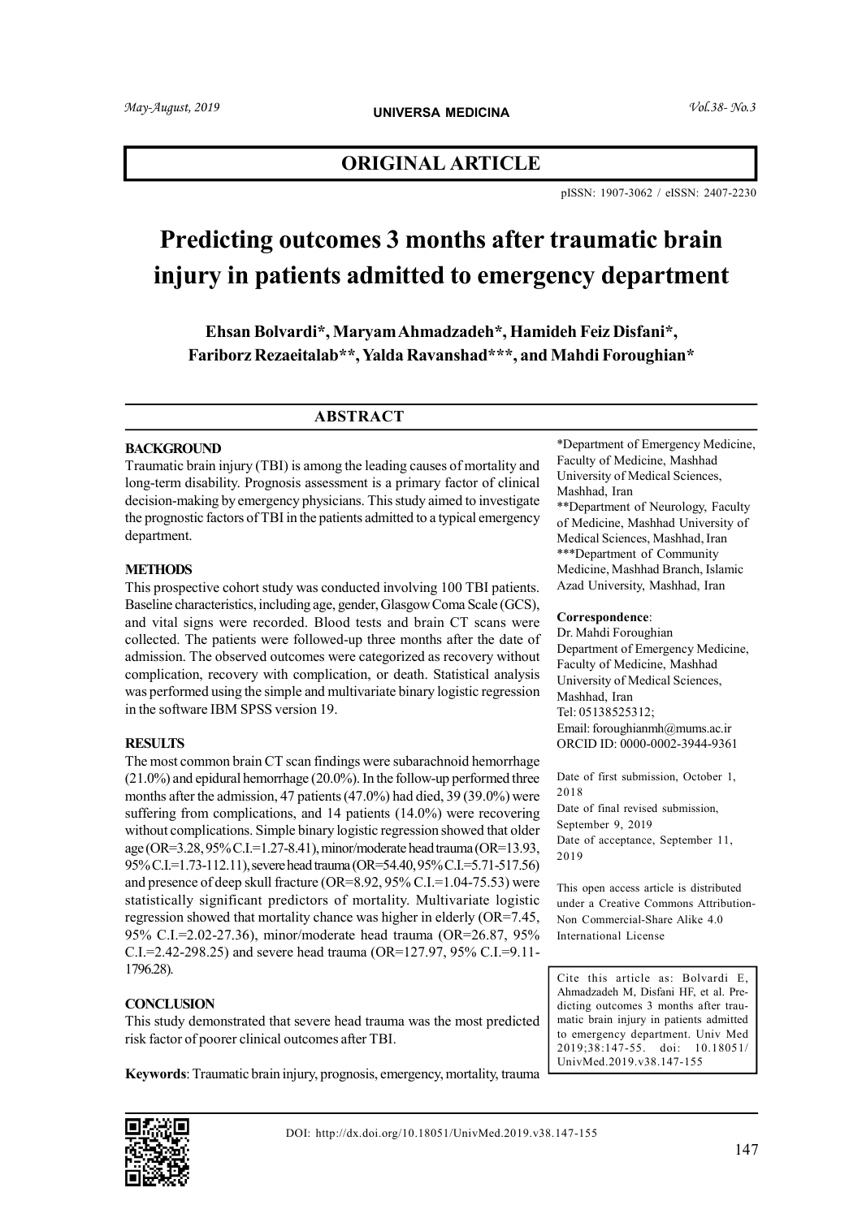## ORIGINAL ARTICLE

pISSN: 1907-3062 / eISSN: 2407-2230

# Predicting outcomes 3 months after traumatic brain injury in patients admitted to emergency department

**Ehsan Bolvardi*, Maryam Ahmadzadeh*, Hamideh Feiz Disfani*, Fariborz Rezaeitalab**, Yalda Ravanshad***, and Mahdi Foroughian***

## ABSTRACT

### BACKGROUND

Traumatic brain injury (TBI) is among the leading causes of mortality and long-term disability. Prognosis assessment is a primary factor of clinical decision-making by emergency physicians. This study aimed to investigate the prognostic factors of TBI in the patients admitted to a typical emergency department.

### METHODS

This prospective cohort study was conducted involving 100 TBI patients. Baseline characteristics, including age, gender, Glasgow Coma Scale (GCS), and vital signs were recorded. Blood tests and brain CT scans were collected. The patients were followed-up three months after the date of admission. The observed outcomes were categorized as recovery without complication, recovery with complication, or death. Statistical analysis was performed using the simple and multivariate binary logistic regression in the software IBM SPSS version 19.

### RESULTS

The most common brain CT scan findings were subarachnoid hemorrhage (21.0%) and epidural hemorrhage (20.0%). In the follow-up performed three months after the admission, 47 patients (47.0%) had died, 39 (39.0%) were suffering from complications, and 14 patients (14.0%) were recovering without complications. Simple binary logistic regression showed that older age (OR=3.28, 95% C.I.=1.27-8.41), minor/moderate head trauma (OR=13.93, 95% C.I.=1.73-112.11), severe head trauma (OR=54.40, 95% C.I.=5.71-517.56) and presence of deep skull fracture (OR=8.92, 95% C.I.=1.04-75.53) were statistically significant predictors of mortality. Multivariate logistic regression showed that mortality chance was higher in elderly (OR=7.45, 95% C.I.=2.02-27.36), minor/moderate head trauma (OR=26.87, 95% C.I.=2.42-298.25) and severe head trauma (OR=127.97, 95% C.I.=9.11-1796.28).

### CONCLUSION

This study demonstrated that severe head trauma was the most predicted risk factor of poorer clinical outcomes after TBI.

**Keywords**: Traumatic brain injury, prognosis, emergency, mortality, trauma

*Department of Emergency Medicine, Faculty of Medicine, Mashhad University of Medical Sciences, Mashhad, Iran
**Department of Neurology, Faculty of Medicine, Mashhad University of Medical Sciences, Mashhad, Iran
***Department of Community Medicine, Mashhad Branch, Islamic Azad University, Mashhad, Iran

**Correspondence**:
Dr. Mahdi Foroughian
Department of Emergency Medicine, Faculty of Medicine, Mashhad University of Medical Sciences, Mashhad, Iran
Tel: 05138525312;
Email: foroughianmh@mums.ac.ir
ORCID ID: 0000-0002-3944-9361

Date of first submission, October 1, 2018
Date of final revised submission, September 9, 2019
Date of acceptance, September 11, 2019

This open access article is distributed under a Creative Commons Attribution-Non Commercial-Share Alike 4.0 International License

Cite this article as: Bolvardi E, Ahmadzadeh M, Disfani HF, et al. Predicting outcomes 3 months after traumatic brain injury in patients admitted to emergency department. Univ Med 2019;38:147-55. doi: 10.18051/UnivMed.2019.v38.147-155

DOI: http://dx.doi.org/10.18051/UnivMed.2019.v38.147-155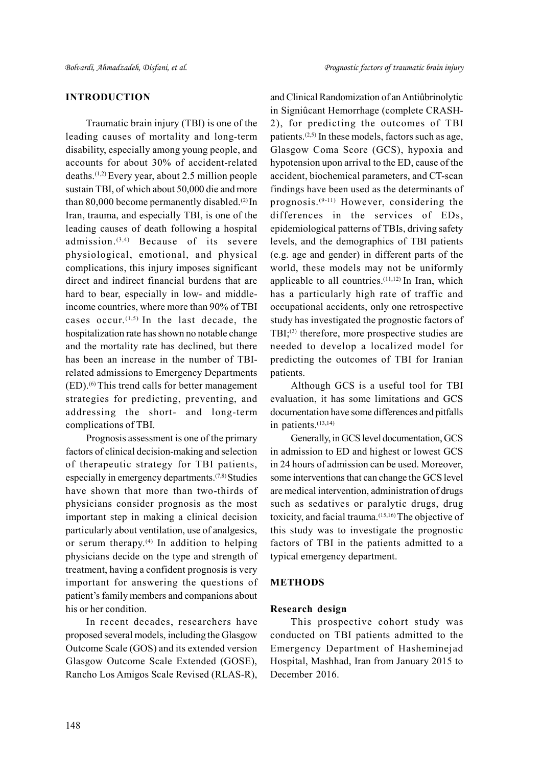## INTRODUCTION

Traumatic brain injury (TBI) is one of the leading causes of mortality and long-term disability, especially among young people, and accounts for about 30% of accident-related deaths.[1,2] Every year, about 2.5 million people sustain TBI, of which about 50,000 die and more than 80,000 become permanently disabled.[2] In Iran, trauma, and especially TBI, is one of the leading causes of death following a hospital admission.[3,4] Because of its severe physiological, emotional, and physical complications, this injury imposes significant direct and indirect financial burdens that are hard to bear, especially in low- and middle-income countries, where more than 90% of TBI cases occur.[1,5] In the last decade, the hospitalization rate has shown no notable change and the mortality rate has declined, but there has been an increase in the number of TBI-related admissions to Emergency Departments (ED).[6] This trend calls for better management strategies for predicting, preventing, and addressing the short- and long-term complications of TBI.

Prognosis assessment is one of the primary factors of clinical decision-making and selection of therapeutic strategy for TBI patients, especially in emergency departments.[7,8] Studies have shown that more than two-thirds of physicians consider prognosis as the most important step in making a clinical decision particularly about ventilation, use of analgesics, or serum therapy.[4] In addition to helping physicians decide on the type and strength of treatment, having a confident prognosis is very important for answering the questions of patient's family members and companions about his or her condition.

In recent decades, researchers have proposed several models, including the Glasgow Outcome Scale (GOS) and its extended version Glasgow Outcome Scale Extended (GOSE), Rancho Los Amigos Scale Revised (RLAS-R), and Clinical Randomization of an Antiûbrinolytic in Signiûcant Hemorrhage (complete CRASH-2), for predicting the outcomes of TBI patients.[2,5] In these models, factors such as age, Glasgow Coma Score (GCS), hypoxia and hypotension upon arrival to the ED, cause of the accident, biochemical parameters, and CT-scan findings have been used as the determinants of prognosis.[9-11] However, considering the differences in the services of EDs, epidemiological patterns of TBIs, driving safety levels, and the demographics of TBI patients (e.g. age and gender) in different parts of the world, these models may not be uniformly applicable to all countries.[11,12] In Iran, which has a particularly high rate of traffic and occupational accidents, only one retrospective study has investigated the prognostic factors of TBI;[3] therefore, more prospective studies are needed to develop a localized model for predicting the outcomes of TBI for Iranian patients.

Although GCS is a useful tool for TBI evaluation, it has some limitations and GCS documentation have some differences and pitfalls in patients.[13,14]

Generally, in GCS level documentation, GCS in admission to ED and highest or lowest GCS in 24 hours of admission can be used. Moreover, some interventions that can change the GCS level are medical intervention, administration of drugs such as sedatives or paralytic drugs, drug toxicity, and facial trauma.[15,16] The objective of this study was to investigate the prognostic factors of TBI in the patients admitted to a typical emergency department.

## METHODS

### Research design

This prospective cohort study was conducted on TBI patients admitted to the Emergency Department of Hasheminejad Hospital, Mashhad, Iran from January 2015 to December 2016.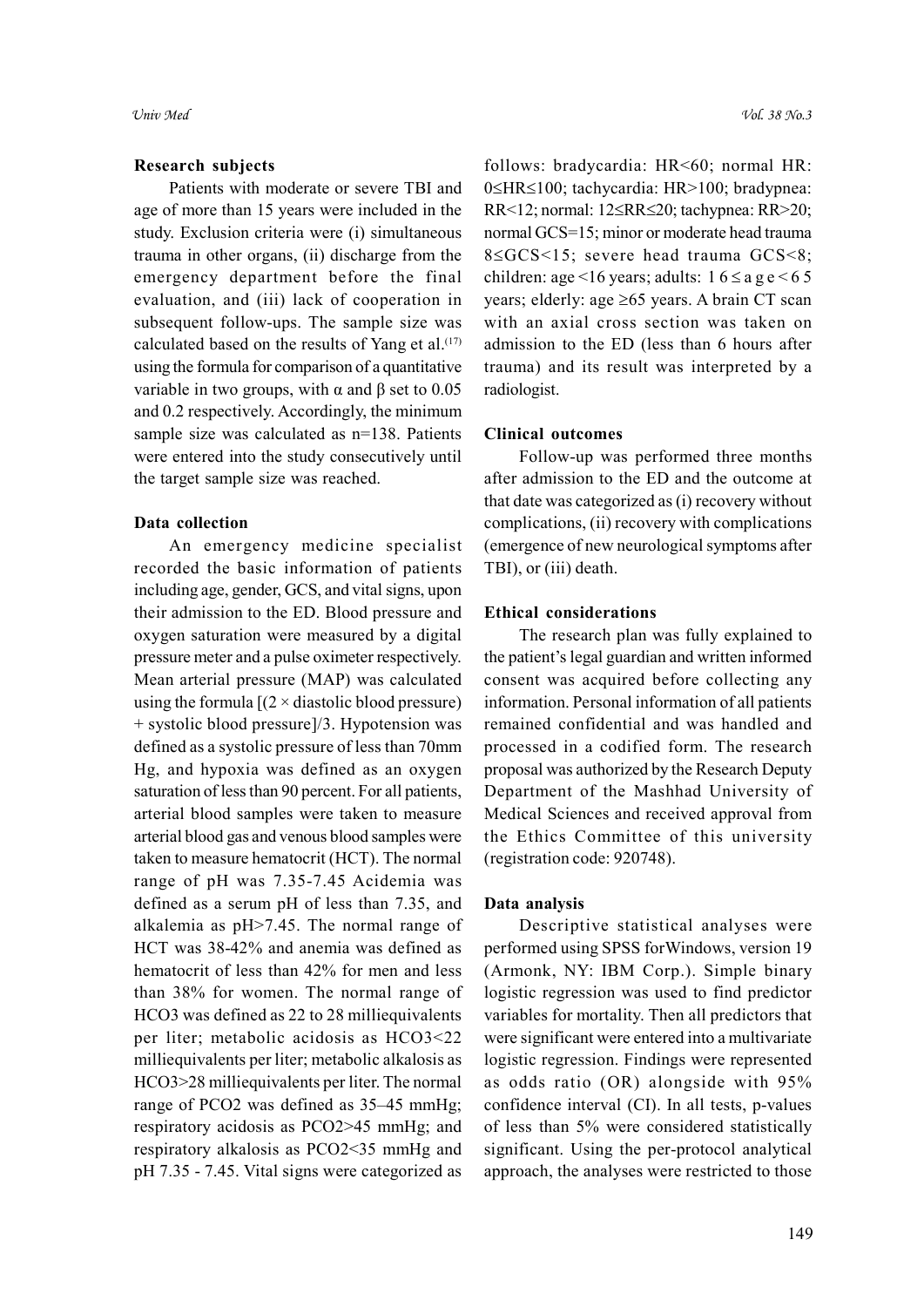### Research subjects

Patients with moderate or severe TBI and age of more than 15 years were included in the study. Exclusion criteria were (i) simultaneous trauma in other organs, (ii) discharge from the emergency department before the final evaluation, and (iii) lack of cooperation in subsequent follow-ups. The sample size was calculated based on the results of Yang et al.[17] using the formula for comparison of a quantitative variable in two groups, with α and β set to 0.05 and 0.2 respectively. Accordingly, the minimum sample size was calculated as n=138. Patients were entered into the study consecutively until the target sample size was reached.

### Data collection

An emergency medicine specialist recorded the basic information of patients including age, gender, GCS, and vital signs, upon their admission to the ED. Blood pressure and oxygen saturation were measured by a digital pressure meter and a pulse oximeter respectively. Mean arterial pressure (MAP) was calculated using the formula [(2 × diastolic blood pressure) + systolic blood pressure]/3. Hypotension was defined as a systolic pressure of less than 70mm Hg, and hypoxia was defined as an oxygen saturation of less than 90 percent. For all patients, arterial blood samples were taken to measure arterial blood gas and venous blood samples were taken to measure hematocrit (HCT). The normal range of pH was 7.35-7.45 Acidemia was defined as a serum pH of less than 7.35, and alkalemia as pH>7.45. The normal range of HCT was 38-42% and anemia was defined as hematocrit of less than 42% for men and less than 38% for women. The normal range of $HCO_3$ was defined as 22 to 28 milliequivalents per liter; metabolic acidosis as $HCO_3<22$ milliequivalents per liter; metabolic alkalosis as $HCO_3>28$ milliequivalents per liter. The normal range of $PCO_2$ was defined as 35–45 mmHg; respiratory acidosis as $PCO_2>45$ mmHg; and respiratory alkalosis as $PCO_2<35$ mmHg and pH 7.35 - 7.45. Vital signs were categorized as follows: bradycardia: HR<60; normal HR: 0≤HR≤100; tachycardia: HR>100; bradypnea: RR<12; normal: 12≤RR≤20; tachypnea: RR>20; normal GCS=15; minor or moderate head trauma 8≤GCS<15; severe head trauma GCS<8; children: age <16 years; adults: 16 ≤ age < 65 years; elderly: age ≥65 years. A brain CT scan with an axial cross section was taken on admission to the ED (less than 6 hours after trauma) and its result was interpreted by a radiologist.

### Clinical outcomes

Follow-up was performed three months after admission to the ED and the outcome at that date was categorized as (i) recovery without complications, (ii) recovery with complications (emergence of new neurological symptoms after TBI), or (iii) death.

### Ethical considerations

The research plan was fully explained to the patient's legal guardian and written informed consent was acquired before collecting any information. Personal information of all patients remained confidential and was handled and processed in a codified form. The research proposal was authorized by the Research Deputy Department of the Mashhad University of Medical Sciences and received approval from the Ethics Committee of this university (registration code: 920748).

### Data analysis

Descriptive statistical analyses were performed using SPSS forWindows, version 19 (Armonk, NY: IBM Corp.). Simple binary logistic regression was used to find predictor variables for mortality. Then all predictors that were significant were entered into a multivariate logistic regression. Findings were represented as odds ratio (OR) alongside with 95% confidence interval (CI). In all tests, p-values of less than 5% were considered statistically significant. Using the per-protocol analytical approach, the analyses were restricted to those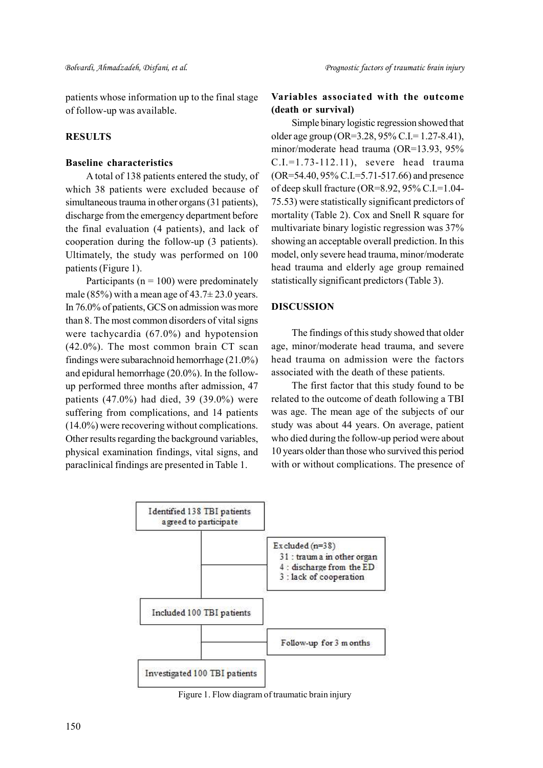patients whose information up to the final stage of follow-up was available.

## RESULTS

### Baseline characteristics

A total of 138 patients entered the study, of which 38 patients were excluded because of simultaneous trauma in other organs (31 patients), discharge from the emergency department before the final evaluation (4 patients), and lack of cooperation during the follow-up (3 patients). Ultimately, the study was performed on 100 patients (Figure 1).

Participants (n = 100) were predominately male (85%) with a mean age of 43.7± 23.0 years. In 76.0% of patients, GCS on admission was more than 8. The most common disorders of vital signs were tachycardia (67.0%) and hypotension (42.0%). The most common brain CT scan findings were subarachnoid hemorrhage (21.0%) and epidural hemorrhage (20.0%). In the follow-up performed three months after admission, 47 patients (47.0%) had died, 39 (39.0%) were suffering from complications, and 14 patients (14.0%) were recovering without complications. Other results regarding the background variables, physical examination findings, vital signs, and paraclinical findings are presented in Table 1.

### Variables associated with the outcome (death or survival)

Simple binary logistic regression showed that older age group (OR=3.28, 95% C.I.= 1.27-8.41), minor/moderate head trauma (OR=13.93, 95% C.I.=1.73-112.11), severe head trauma (OR=54.40, 95% C.I.=5.71-517.66) and presence of deep skull fracture (OR=8.92, 95% C.I.=1.04-75.53) were statistically significant predictors of mortality (Table 2). Cox and Snell R square for multivariate binary logistic regression was 37% showing an acceptable overall prediction. In this model, only severe head trauma, minor/moderate head trauma and elderly age group remained statistically significant predictors (Table 3).

## DISCUSSION

The findings of this study showed that older age, minor/moderate head trauma, and severe head trauma on admission were the factors associated with the death of these patients.

The first factor that this study found to be related to the outcome of death following a TBI was age. The mean age of the subjects of our study was about 44 years. On average, patient who died during the follow-up period were about 10 years older than those who survived this period with or without complications. The presence of

Identified 138 TBI patients agreed to participate

Excluded (n=38)
- 31 : trauma in other organ
- 4 : discharge from the ED
- 3 : lack of cooperation

Included 100 TBI patients

Follow-up for 3 months

Investigated 100 TBI patients

Figure 1. Flow diagram of traumatic brain injury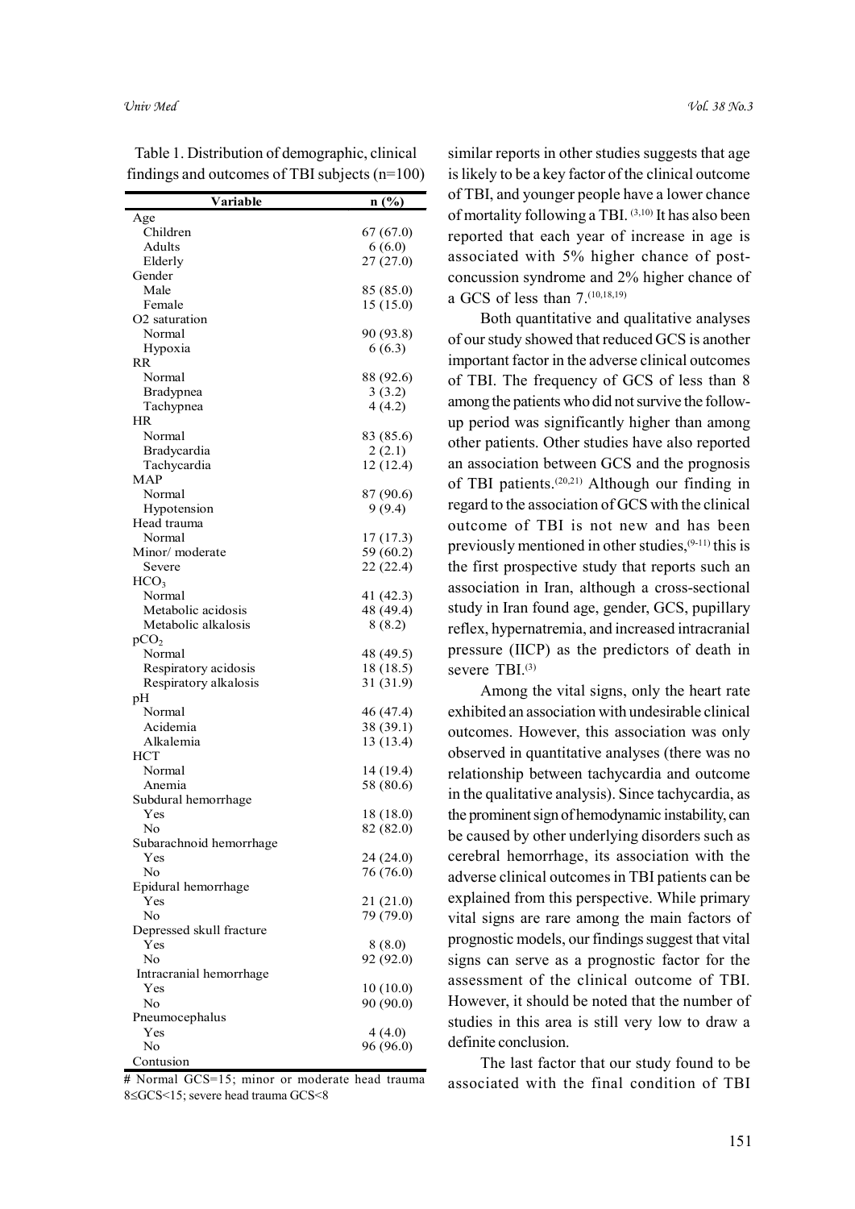Table 1. Distribution of demographic, clinical findings and outcomes of TBI subjects (n=100)

| Variable | n (%) |
|---|---|
| Age | |
| Children | 67 (67.0) |
| Adults | 6 (6.0) |
| Elderly | 27 (27.0) |
| Gender | |
| Male | 85 (85.0) |
| Female | 15 (15.0) |
| O2 saturation | |
| Normal | 90 (93.8) |
| Hypoxia | 6 (6.3) |
| RR | |
| Normal | 88 (92.6) |
| Bradypnea | 3 (3.2) |
| Tachypnea | 4 (4.2) |
| HR | |
| Normal | 83 (85.6) |
| Bradycardia | 2 (2.1) |
| Tachycardia | 12 (12.4) |
| MAP | |
| Normal | 87 (90.6) |
| Hypotension | 9 (9.4) |
| Head trauma | |
| Normal | 17 (17.3) |
| Minor/ moderate | 59 (60.2) |
| Severe | 22 (22.4) |
| $HCO_3$ | |
| Normal | 41 (42.3) |
| Metabolic acidosis | 48 (49.4) |
| Metabolic alkalosis | 8 (8.2) |
| $pCO_2$ | |
| Normal | 48 (49.5) |
| Respiratory acidosis | 18 (18.5) |
| Respiratory alkalosis | 31 (31.9) |
| pH | |
| Normal | 46 (47.4) |
| Acidemia | 38 (39.1) |
| Alkalemia | 13 (13.4) |
| HCT | |
| Normal | 14 (19.4) |
| Anemia | 58 (80.6) |
| Subdural hemorrhage | |
| Yes | 18 (18.0) |
| No | 82 (82.0) |
| Subarachnoid hemorrhage | |
| Yes | 24 (24.0) |
| No | 76 (76.0) |
| Epidural hemorrhage | |
| Yes | 21 (21.0) |
| No | 79 (79.0) |
| Depressed skull fracture | |
| Yes | 8 (8.0) |
| No | 92 (92.0) |
| Intracranial hemorrhage | |
| Yes | 10 (10.0) |
| No | 90 (90.0) |
| Pneumocephalus | |
| Yes | 4 (4.0) |
| No | 96 (96.0) |
| Contusion | |

# Normal GCS=15; minor or moderate head trauma 8≤GCS<15; severe head trauma GCS<8

similar reports in other studies suggests that age is likely to be a key factor of the clinical outcome of TBI, and younger people have a lower chance of mortality following a TBI.[3,10] It has also been reported that each year of increase in age is associated with 5% higher chance of post-concussion syndrome and 2% higher chance of a GCS of less than 7.[10,18,19]

Both quantitative and qualitative analyses of our study showed that reduced GCS is another important factor in the adverse clinical outcomes of TBI. The frequency of GCS of less than 8 among the patients who did not survive the follow-up period was significantly higher than among other patients. Other studies have also reported an association between GCS and the prognosis of TBI patients.[20,21] Although our finding in regard to the association of GCS with the clinical outcome of TBI is not new and has been previously mentioned in other studies,[9-11] this is the first prospective study that reports such an association in Iran, although a cross-sectional study in Iran found age, gender, GCS, pupillary reflex, hypernatremia, and increased intracranial pressure (IICP) as the predictors of death in severe TBI.[3]

Among the vital signs, only the heart rate exhibited an association with undesirable clinical outcomes. However, this association was only observed in quantitative analyses (there was no relationship between tachycardia and outcome in the qualitative analysis). Since tachycardia, as the prominent sign of hemodynamic instability, can be caused by other underlying disorders such as cerebral hemorrhage, its association with the adverse clinical outcomes in TBI patients can be explained from this perspective. While primary vital signs are rare among the main factors of prognostic models, our findings suggest that vital signs can serve as a prognostic factor for the assessment of the clinical outcome of TBI. However, it should be noted that the number of studies in this area is still very low to draw a definite conclusion.

The last factor that our study found to be associated with the final condition of TBI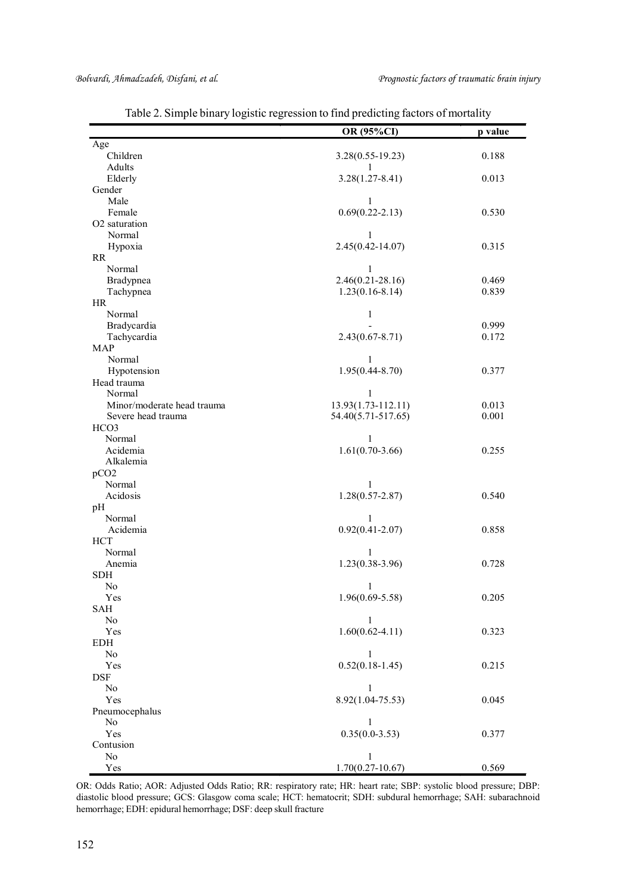Table 2. Simple binary logistic regression to find predicting factors of mortality

| | OR (95%CI) | p value |
|---|---|---|
| Age | | |
| Children | 3.28(0.55-19.23) | 0.188 |
| Adults | 1 | |
| Elderly | 3.28(1.27-8.41) | 0.013 |
| Gender | | |
| Male | 1 | |
| Female | 0.69(0.22-2.13) | 0.530 |
| $O_2$ saturation | | |
| Normal | 1 | |
| Hypoxia | 2.45(0.42-14.07) | 0.315 |
| RR | | |
| Normal | 1 | |
| Bradypnea | 2.46(0.21-28.16) | 0.469 |
| Tachypnea | 1.23(0.16-8.14) | 0.839 |
| HR | | |
| Normal | 1 | |
| Bradycardia | - | 0.999 |
| Tachycardia | 2.43(0.67-8.71) | 0.172 |
| MAP | | |
| Normal | 1 | |
| Hypotension | 1.95(0.44-8.70) | 0.377 |
| Head trauma | | |
| Normal | 1 | |
| Minor/moderate head trauma | 13.93(1.73-112.11) | 0.013 |
| Severe head trauma | 54.40(5.71-517.65) | 0.001 |
| $HCO_3$ | | |
| Normal | 1 | |
| Acidemia | 1.61(0.70-3.66) | 0.255 |
| Alkalemia | | |
| $pCO_2$ | | |
| Normal | 1 | |
| Acidosis | 1.28(0.57-2.87) | 0.540 |
| pH | | |
| Normal | 1 | |
| Acidemia | 0.92(0.41-2.07) | 0.858 |
| HCT | | |
| Normal | 1 | |
| Anemia | 1.23(0.38-3.96) | 0.728 |
| SDH | | |
| No | 1 | |
| Yes | 1.96(0.69-5.58) | 0.205 |
| SAH | | |
| No | 1 | |
| Yes | 1.60(0.62-4.11) | 0.323 |
| EDH | | |
| No | 1 | |
| Yes | 0.52(0.18-1.45) | 0.215 |
| DSF | | |
| No | 1 | |
| Yes | 8.92(1.04-75.53) | 0.045 |
| Pneumocephalus | | |
| No | 1 | |
| Yes | 0.35(0.0-3.53) | 0.377 |
| Contusion | | |
| No | 1 | |
| Yes | 1.70(0.27-10.67) | 0.569 |

OR: Odds Ratio; AOR: Adjusted Odds Ratio; RR: respiratory rate; HR: heart rate; SBP: systolic blood pressure; DBP: diastolic blood pressure; GCS: Glasgow coma scale; HCT: hematocrit; SDH: subdural hemorrhage; SAH: subarachnoid hemorrhage; EDH: epidural hemorrhage; DSF: deep skull fracture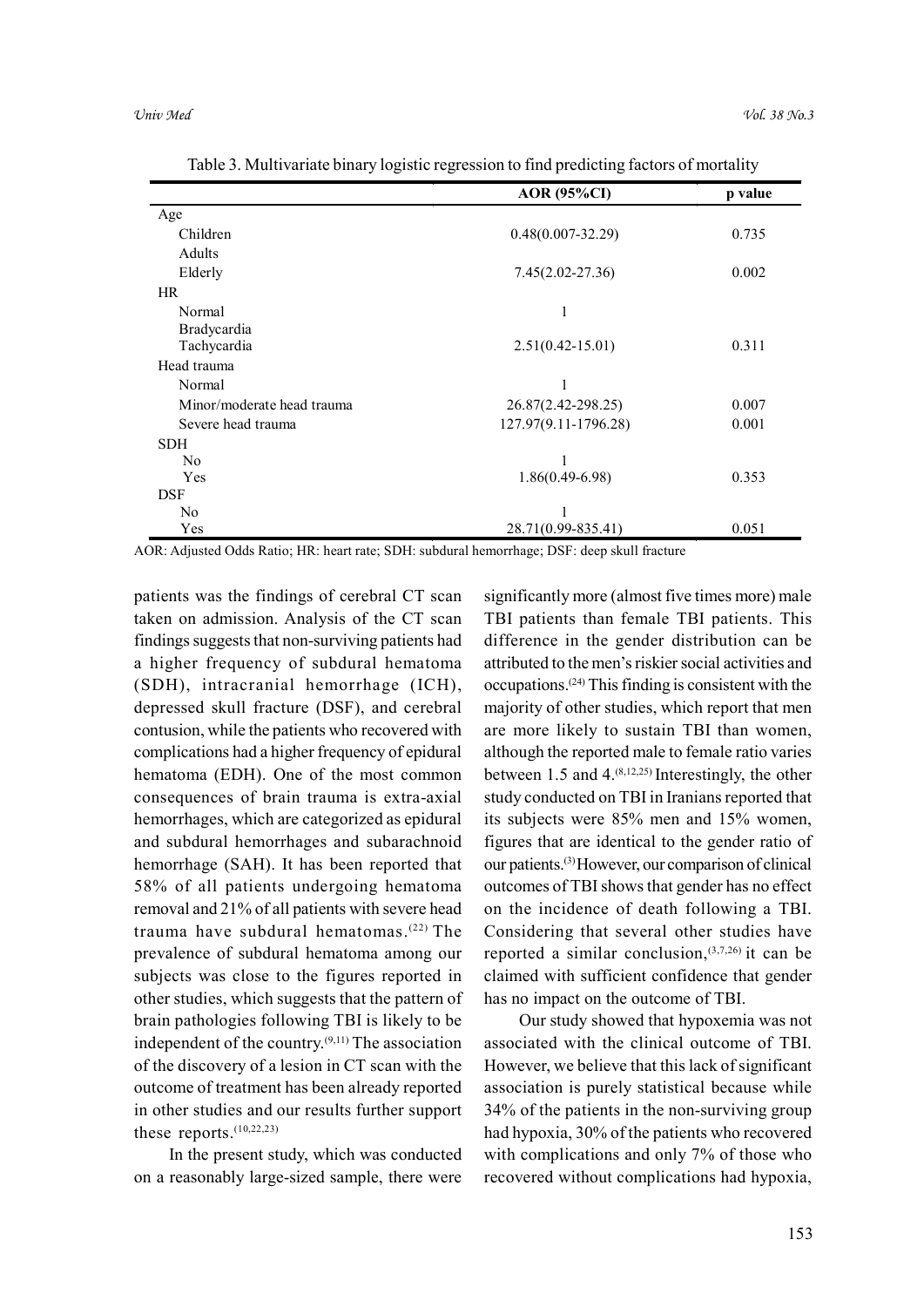Table 3. Multivariate binary logistic regression to find predicting factors of mortality

| | AOR (95%CI) | p value |
|---|---|---|
| Age | | |
| Children | 0.48(0.007-32.29) | 0.735 |
| Adults | | |
| Elderly | 7.45(2.02-27.36) | 0.002 |
| HR | | |
| Normal | 1 | |
| Bradycardia | | |
| Tachycardia | 2.51(0.42-15.01) | 0.311 |
| Head trauma | | |
| Normal | 1 | |
| Minor/moderate head trauma | 26.87(2.42-298.25) | 0.007 |
| Severe head trauma | 127.97(9.11-1796.28) | 0.001 |
| SDH | | |
| No | 1 | |
| Yes | 1.86(0.49-6.98) | 0.353 |
| DSF | | |
| No | 1 | |
| Yes | 28.71(0.99-835.41) | 0.051 |

AOR: Adjusted Odds Ratio; HR: heart rate; SDH: subdural hemorrhage; DSF: deep skull fracture

patients was the findings of cerebral CT scan taken on admission. Analysis of the CT scan findings suggests that non-surviving patients had a higher frequency of subdural hematoma (SDH), intracranial hemorrhage (ICH), depressed skull fracture (DSF), and cerebral contusion, while the patients who recovered with complications had a higher frequency of epidural hematoma (EDH). One of the most common consequences of brain trauma is extra-axial hemorrhages, which are categorized as epidural and subdural hemorrhages and subarachnoid hemorrhage (SAH). It has been reported that 58% of all patients undergoing hematoma removal and 21% of all patients with severe head trauma have subdural hematomas.[22] The prevalence of subdural hematoma among our subjects was close to the figures reported in other studies, which suggests that the pattern of brain pathologies following TBI is likely to be independent of the country.[9,11] The association of the discovery of a lesion in CT scan with the outcome of treatment has been already reported in other studies and our results further support these reports.[10,22,23]

In the present study, which was conducted on a reasonably large-sized sample, there were significantly more (almost five times more) male TBI patients than female TBI patients. This difference in the gender distribution can be attributed to the men's riskier social activities and occupations.[24] This finding is consistent with the majority of other studies, which report that men are more likely to sustain TBI than women, although the reported male to female ratio varies between 1.5 and 4.[8,12,25] Interestingly, the other study conducted on TBI in Iranians reported that its subjects were 85% men and 15% women, figures that are identical to the gender ratio of our patients.[3] However, our comparison of clinical outcomes of TBI shows that gender has no effect on the incidence of death following a TBI. Considering that several other studies have reported a similar conclusion,[3,7,26] it can be claimed with sufficient confidence that gender has no impact on the outcome of TBI.

Our study showed that hypoxemia was not associated with the clinical outcome of TBI. However, we believe that this lack of significant association is purely statistical because while 34% of the patients in the non-surviving group had hypoxia, 30% of the patients who recovered with complications and only 7% of those who recovered without complications had hypoxia,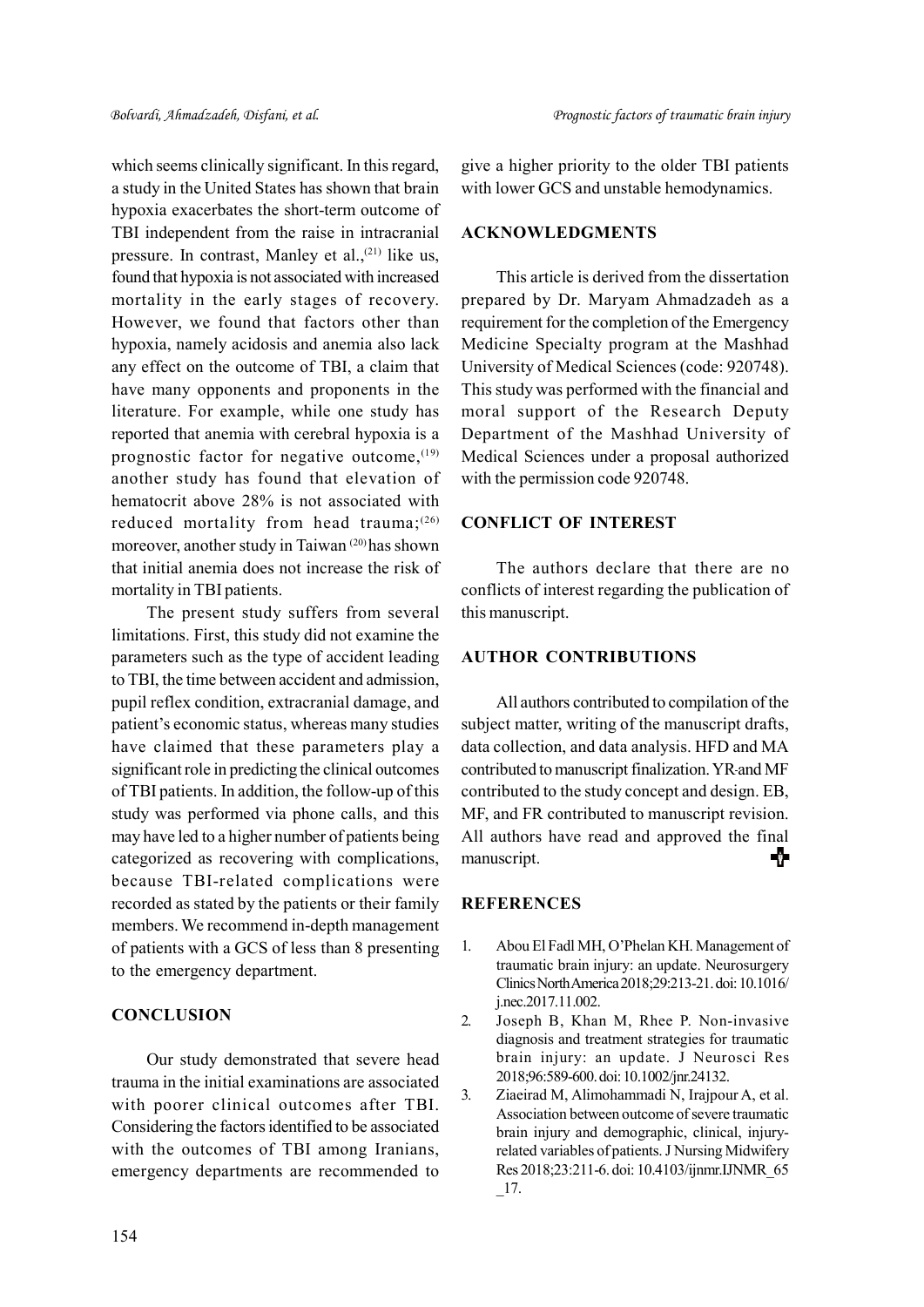which seems clinically significant. In this regard, a study in the United States has shown that brain hypoxia exacerbates the short-term outcome of TBI independent from the raise in intracranial pressure. In contrast, Manley et al.,[21] like us, found that hypoxia is not associated with increased mortality in the early stages of recovery. However, we found that factors other than hypoxia, namely acidosis and anemia also lack any effect on the outcome of TBI, a claim that have many opponents and proponents in the literature. For example, while one study has reported that anemia with cerebral hypoxia is a prognostic factor for negative outcome,[19] another study has found that elevation of hematocrit above 28% is not associated with reduced mortality from head trauma;[26] moreover, another study in Taiwan [20] has shown that initial anemia does not increase the risk of mortality in TBI patients.

The present study suffers from several limitations. First, this study did not examine the parameters such as the type of accident leading to TBI, the time between accident and admission, pupil reflex condition, extracranial damage, and patient's economic status, whereas many studies have claimed that these parameters play a significant role in predicting the clinical outcomes of TBI patients. In addition, the follow-up of this study was performed via phone calls, and this may have led to a higher number of patients being categorized as recovering with complications, because TBI-related complications were recorded as stated by the patients or their family members. We recommend in-depth management of patients with a GCS of less than 8 presenting to the emergency department.

## CONCLUSION

Our study demonstrated that severe head trauma in the initial examinations are associated with poorer clinical outcomes after TBI. Considering the factors identified to be associated with the outcomes of TBI among Iranians, emergency departments are recommended to give a higher priority to the older TBI patients with lower GCS and unstable hemodynamics.

## ACKNOWLEDGMENTS

This article is derived from the dissertation prepared by Dr. Maryam Ahmadzadeh as a requirement for the completion of the Emergency Medicine Specialty program at the Mashhad University of Medical Sciences (code: 920748). This study was performed with the financial and moral support of the Research Deputy Department of the Mashhad University of Medical Sciences under a proposal authorized with the permission code 920748.

## CONFLICT OF INTEREST

The authors declare that there are no conflicts of interest regarding the publication of this manuscript.

## AUTHOR CONTRIBUTIONS

All authors contributed to compilation of the subject matter, writing of the manuscript drafts, data collection, and data analysis. HFD and MA contributed to manuscript finalization. YR and MF contributed to the study concept and design. EB, MF, and FR contributed to manuscript revision. All authors have read and approved the final manuscript.

## REFERENCES

1. Abou El Fadl MH, O'Phelan KH. Management of traumatic brain injury: an update. Neurosurgery Clinics North America 2018;29:213-21. doi: 10.1016/j.nec.2017.11.002.
2. Joseph B, Khan M, Rhee P. Non-invasive diagnosis and treatment strategies for traumatic brain injury: an update. J Neurosci Res 2018;96:589-600. doi: 10.1002/jnr.24132.
3. Ziaeirad M, Alimohammadi N, Irajpour A, et al. Association between outcome of severe traumatic brain injury and demographic, clinical, injury-related variables of patients. J Nursing Midwifery Res 2018;23:211-6. doi: 10.4103/ijnmr.IJNMR_65_17.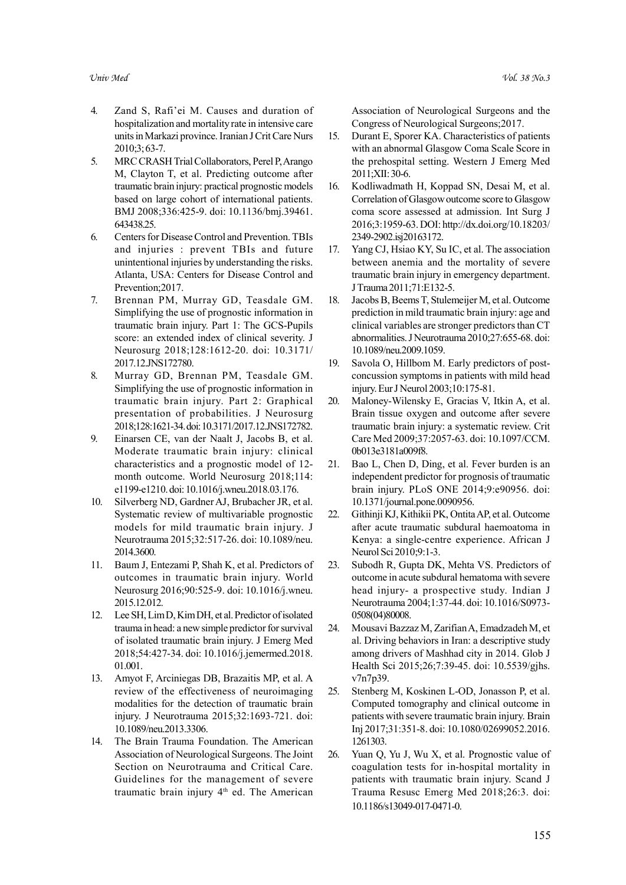4. Zand S, Rafi'ei M. Causes and duration of hospitalization and mortality rate in intensive care units in Markazi province. Iranian J Crit Care Nurs 2010;3; 63-7.
5. MRC CRASH Trial Collaborators, Perel P, Arango M, Clayton T, et al. Predicting outcome after traumatic brain injury: practical prognostic models based on large cohort of international patients. BMJ 2008;336:425-9. doi: 10.1136/bmj.39461.643438.25.
6. Centers for Disease Control and Prevention. TBIs and injuries : prevent TBIs and future unintentional injuries by understanding the risks. Atlanta, USA: Centers for Disease Control and Prevention;2017.
7. Brennan PM, Murray GD, Teasdale GM. Simplifying the use of prognostic information in traumatic brain injury. Part 1: The GCS-Pupils score: an extended index of clinical severity. J Neurosurg 2018;128:1612-20. doi: 10.3171/2017.12.JNS172780.
8. Murray GD, Brennan PM, Teasdale GM. Simplifying the use of prognostic information in traumatic brain injury. Part 2: Graphical presentation of probabilities. J Neurosurg 2018;128:1621-34. doi: 10.3171/2017.12.JNS172782.
9. Einarsen CE, van der Naalt J, Jacobs B, et al. Moderate traumatic brain injury: clinical characteristics and a prognostic model of 12-month outcome. World Neurosurg 2018;114: e1199-e1210. doi: 10.1016/j.wneu.2018.03.176.
10. Silverberg ND, Gardner AJ, Brubacher JR, et al. Systematic review of multivariable prognostic models for mild traumatic brain injury. J Neurotrauma 2015;32:517-26. doi: 10.1089/neu.2014.3600.
11. Baum J, Entezami P, Shah K, et al. Predictors of outcomes in traumatic brain injury. World Neurosurg 2016;90:525-9. doi: 10.1016/j.wneu.2015.12.012.
12. Lee SH, Lim D, Kim DH, et al. Predictor of isolated trauma in head: a new simple predictor for survival of isolated traumatic brain injury. J Emerg Med 2018;54:427-34. doi: 10.1016/j.jemermed.2018.01.001.
13. Amyot F, Arciniegas DB, Brazaitis MP, et al. A review of the effectiveness of neuroimaging modalities for the detection of traumatic brain injury. J Neurotrauma 2015;32:1693-721. doi: 10.1089/neu.2013.3306.
14. The Brain Trauma Foundation. The American Association of Neurological Surgeons. The Joint Section on Neurotrauma and Critical Care. Guidelines for the management of severe traumatic brain injury 4th ed. The American Association of Neurological Surgeons and the Congress of Neurological Surgeons;2017.
15. Durant E, Sporer KA. Characteristics of patients with an abnormal Glasgow Coma Scale Score in the prehospital setting. Western J Emerg Med 2011;XII: 30-6.
16. Kodliwadmath H, Koppad SN, Desai M, et al. Correlation of Glasgow outcome score to Glasgow coma score assessed at admission. Int Surg J 2016;3:1959-63. DOI: http://dx.doi.org/10.18203/2349-2902.isj20163172.
17. Yang CJ, Hsiao KY, Su IC, et al. The association between anemia and the mortality of severe traumatic brain injury in emergency department. J Trauma 2011;71:E132-5.
18. Jacobs B, Beems T, Stulemeijer M, et al. Outcome prediction in mild traumatic brain injury: age and clinical variables are stronger predictors than CT abnormalities. J Neurotrauma 2010;27:655-68. doi: 10.1089/neu.2009.1059.
19. Savola O, Hillbom M. Early predictors of post-concussion symptoms in patients with mild head injury. Eur J Neurol 2003;10:175-81.
20. Maloney-Wilensky E, Gracias V, Itkin A, et al. Brain tissue oxygen and outcome after severe traumatic brain injury: a systematic review. Crit Care Med 2009;37:2057-63. doi: 10.1097/CCM.0b013e3181a009f8.
21. Bao L, Chen D, Ding, et al. Fever burden is an independent predictor for prognosis of traumatic brain injury. PLoS ONE 2014;9:e90956. doi: 10.1371/journal.pone.0090956.
22. Githinji KJ, Kithikii PK, Ontita AP, et al. Outcome after acute traumatic subdural haemoatoma in Kenya: a single-centre experience. African J Neurol Sci 2010;9:1-3.
23. Subodh R, Gupta DK, Mehta VS. Predictors of outcome in acute subdural hematoma with severe head injury- a prospective study. Indian J Neurotrauma 2004;1:37-44. doi: 10.1016/S0973-0508(04)80008.
24. Mousavi Bazzaz M, Zarifian A, Emadzadeh M, et al. Driving behaviors in Iran: a descriptive study among drivers of Mashhad city in 2014. Glob J Health Sci 2015;26;7:39-45. doi: 10.5539/gjhs.v7n7p39.
25. Stenberg M, Koskinen L-OD, Jonasson P, et al. Computed tomography and clinical outcome in patients with severe traumatic brain injury. Brain Inj 2017;31:351-8. doi: 10.1080/02699052.2016.1261303.
26. Yuan Q, Yu J, Wu X, et al. Prognostic value of coagulation tests for in-hospital mortality in patients with traumatic brain injury. Scand J Trauma Resusc Emerg Med 2018;26:3. doi: 10.1186/s13049-017-0471-0.